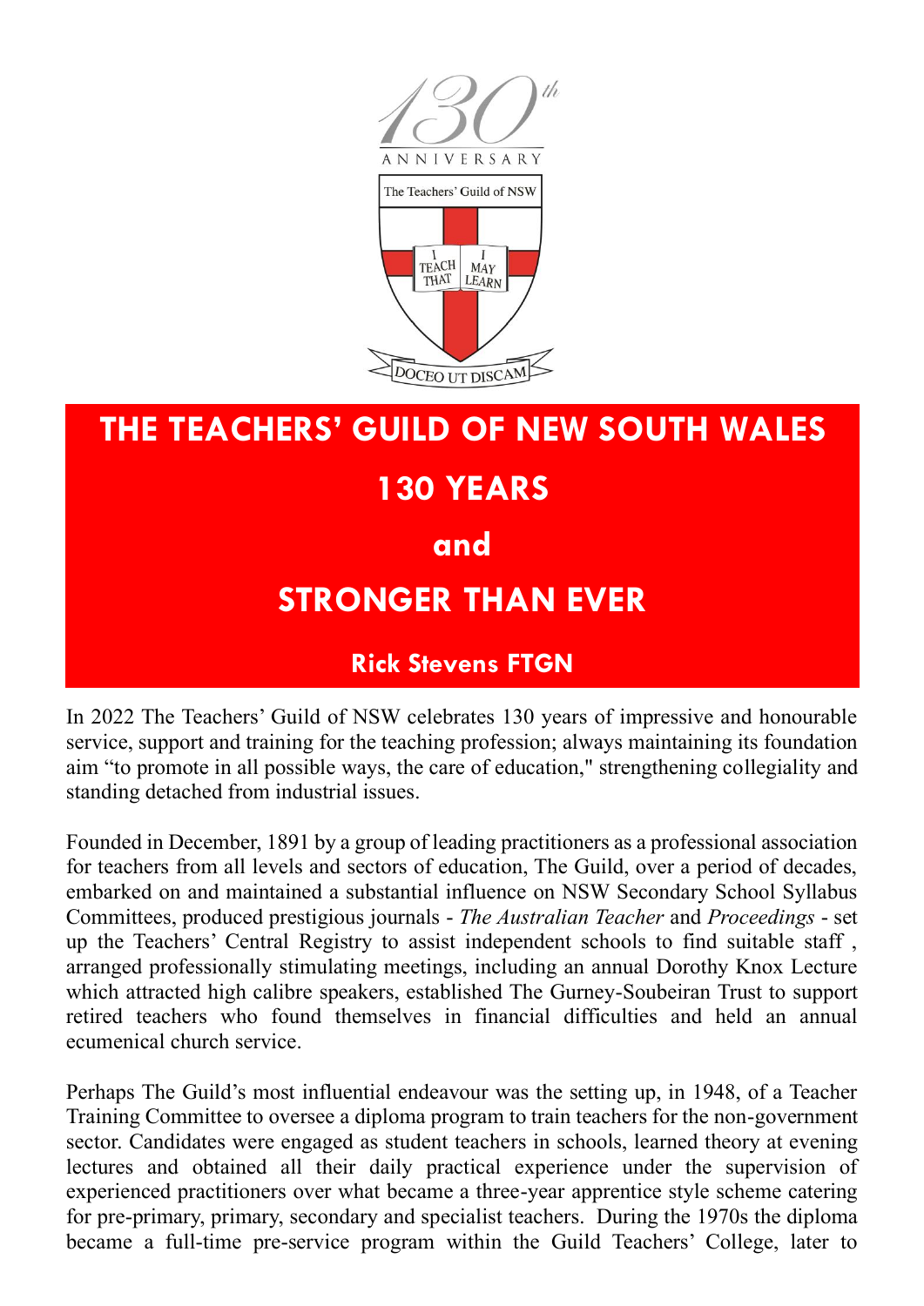130th ANNIVERSARY

The Teachers' Guild of NSW

I TEACH THAT | I MAY LEARN

DOCEO UT DISCAM

# THE TEACHERS' GUILD OF NEW SOUTH WALES

# 130 YEARS

# and

# STRONGER THAN EVER

**Rick Stevens FTGN**

In 2022 The Teachers' Guild of NSW celebrates 130 years of impressive and honourable service, support and training for the teaching profession; always maintaining its foundation aim "to promote in all possible ways, the care of education," strengthening collegiality and standing detached from industrial issues.

Founded in December, 1891 by a group of leading practitioners as a professional association for teachers from all levels and sectors of education, The Guild, over a period of decades, embarked on and maintained a substantial influence on NSW Secondary School Syllabus Committees, produced prestigious journals - *The Australian Teacher* and *Proceedings* - set up the Teachers' Central Registry to assist independent schools to find suitable staff , arranged professionally stimulating meetings, including an annual Dorothy Knox Lecture which attracted high calibre speakers, established The Gurney-Soubeiran Trust to support retired teachers who found themselves in financial difficulties and held an annual ecumenical church service.

Perhaps The Guild's most influential endeavour was the setting up, in 1948, of a Teacher Training Committee to oversee a diploma program to train teachers for the non-government sector. Candidates were engaged as student teachers in schools, learned theory at evening lectures and obtained all their daily practical experience under the supervision of experienced practitioners over what became a three-year apprentice style scheme catering for pre-primary, primary, secondary and specialist teachers. During the 1970s the diploma became a full-time pre-service program within the Guild Teachers' College, later to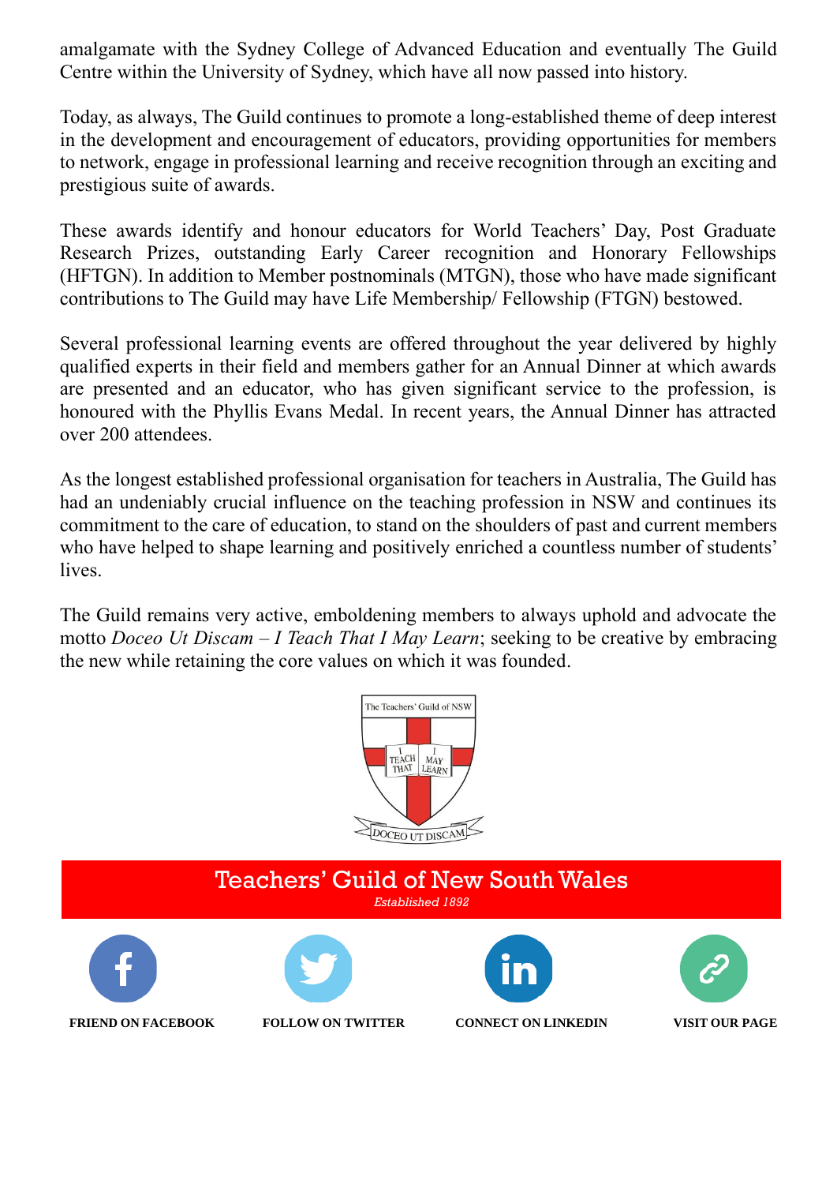amalgamate with the Sydney College of Advanced Education and eventually The Guild Centre within the University of Sydney, which have all now passed into history.

Today, as always, The Guild continues to promote a long-established theme of deep interest in the development and encouragement of educators, providing opportunities for members to network, engage in professional learning and receive recognition through an exciting and prestigious suite of awards.

These awards identify and honour educators for World Teachers' Day, Post Graduate Research Prizes, outstanding Early Career recognition and Honorary Fellowships (HFTGN). In addition to Member postnominals (MTGN), those who have made significant contributions to The Guild may have Life Membership/ Fellowship (FTGN) bestowed.

Several professional learning events are offered throughout the year delivered by highly qualified experts in their field and members gather for an Annual Dinner at which awards are presented and an educator, who has given significant service to the profession, is honoured with the Phyllis Evans Medal. In recent years, the Annual Dinner has attracted over 200 attendees.

As the longest established professional organisation for teachers in Australia, The Guild has had an undeniably crucial influence on the teaching profession in NSW and continues its commitment to the care of education, to stand on the shoulders of past and current members who have helped to shape learning and positively enriched a countless number of students' lives.

The Guild remains very active, emboldening members to always uphold and advocate the motto *Doceo Ut Discam – I Teach That I May Learn*; seeking to be creative by embracing the new while retaining the core values on which it was founded.

The Teachers' Guild of NSW

I TEACH THAT I MAY LEARN

DOCEO UT DISCAM

## Teachers' Guild of New South Wales

*Established 1892*

**FRIEND ON FACEBOOK** **FOLLOW ON TWITTER** **CONNECT ON LINKEDIN** **VISIT OUR PAGE**